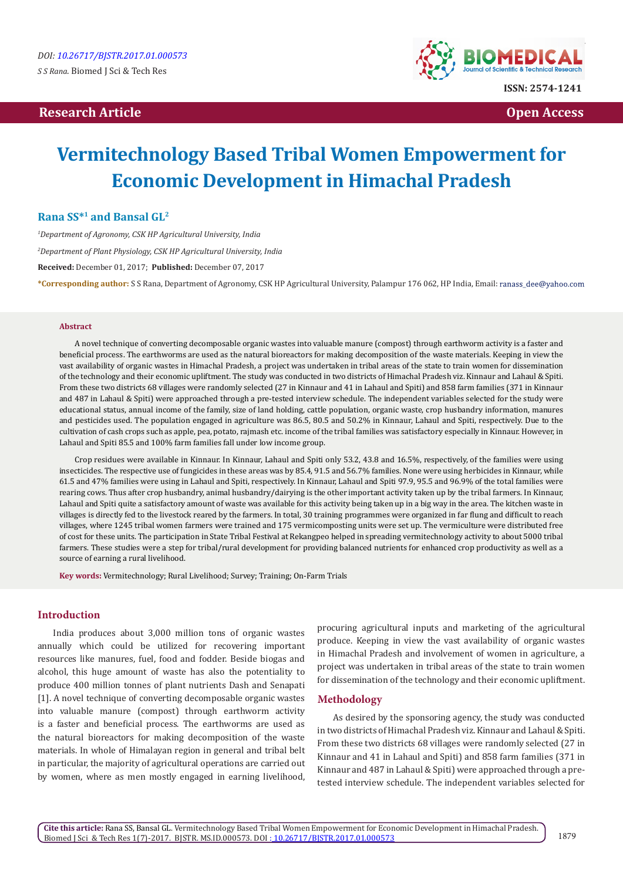DOI: 10.26717/BJSTR.2017.01.000573

*S S Rana.* Biomed J Sci & Tech Res

ISSN: 2574-1241

**Research Article** **Open Access**

# Vermitechnology Based Tribal Women Empowerment for Economic Development in Himachal Pradesh

**Rana SS*[1] and Bansal GL[2]**

*[1]Department of Agronomy, CSK HP Agricultural University, India*

*[2]Department of Plant Physiology, CSK HP Agricultural University, India*

**Received:** December 01, 2017; **Published:** December 07, 2017

***Corresponding author:** S S Rana, Department of Agronomy, CSK HP Agricultural University, Palampur 176 062, HP India, Email: ranass_dee@yahoo.com

## Abstract

A novel technique of converting decomposable organic wastes into valuable manure (compost) through earthworm activity is a faster and beneficial process. The earthworms are used as the natural bioreactors for making decomposition of the waste materials. Keeping in view the vast availability of organic wastes in Himachal Pradesh, a project was undertaken in tribal areas of the state to train women for dissemination of the technology and their economic upliftment. The study was conducted in two districts of Himachal Pradesh viz. Kinnaur and Lahaul & Spiti. From these two districts 68 villages were randomly selected (27 in Kinnaur and 41 in Lahaul and Spiti) and 858 farm families (371 in Kinnaur and 487 in Lahaul & Spiti) were approached through a pre-tested interview schedule. The independent variables selected for the study were educational status, annual income of the family, size of land holding, cattle population, organic waste, crop husbandry information, manures and pesticides used. The population engaged in agriculture was 86.5, 80.5 and 50.2% in Kinnaur, Lahaul and Spiti, respectively. Due to the cultivation of cash crops such as apple, pea, potato, rajmash etc. income of the tribal families was satisfactory especially in Kinnaur. However, in Lahaul and Spiti 85.5 and 100% farm families fall under low income group.

Crop residues were available in Kinnaur. In Kinnaur, Lahaul and Spiti only 53.2, 43.8 and 16.5%, respectively, of the families were using insecticides. The respective use of fungicides in these areas was by 85.4, 91.5 and 56.7% families. None were using herbicides in Kinnaur, while 61.5 and 47% families were using in Lahaul and Spiti, respectively. In Kinnaur, Lahaul and Spiti 97.9, 95.5 and 96.9% of the total families were rearing cows. Thus after crop husbandry, animal husbandry/dairying is the other important activity taken up by the tribal farmers. In Kinnaur, Lahaul and Spiti quite a satisfactory amount of waste was available for this activity being taken up in a big way in the area. The kitchen waste in villages is directly fed to the livestock reared by the farmers. In total, 30 training programmes were organized in far flung and difficult to reach villages, where 1245 tribal women farmers were trained and 175 vermicomposting units were set up. The vermiculture were distributed free of cost for these units. The participation in State Tribal Festival at Rekangpeo helped in spreading vermitechnology activity to about 5000 tribal farmers. These studies were a step for tribal/rural development for providing balanced nutrients for enhanced crop productivity as well as a source of earning a rural livelihood.

**Key words:** Vermitechnology; Rural Livelihood; Survey; Training; On-Farm Trials

## Introduction

India produces about 3,000 million tons of organic wastes annually which could be utilized for recovering important resources like manures, fuel, food and fodder. Beside biogas and alcohol, this huge amount of waste has also the potentiality to produce 400 million tonnes of plant nutrients Dash and Senapati [1]. A novel technique of converting decomposable organic wastes into valuable manure (compost) through earthworm activity is a faster and beneficial process. The earthworms are used as the natural bioreactors for making decomposition of the waste materials. In whole of Himalayan region in general and tribal belt in particular, the majority of agricultural operations are carried out by women, where as men mostly engaged in earning livelihood, procuring agricultural inputs and marketing of the agricultural produce. Keeping in view the vast availability of organic wastes in Himachal Pradesh and involvement of women in agriculture, a project was undertaken in tribal areas of the state to train women for dissemination of the technology and their economic upliftment.

## Methodology

As desired by the sponsoring agency, the study was conducted in two districts of Himachal Pradesh viz. Kinnaur and Lahaul & Spiti. From these two districts 68 villages were randomly selected (27 in Kinnaur and 41 in Lahaul and Spiti) and 858 farm families (371 in Kinnaur and 487 in Lahaul & Spiti) were approached through a pre-tested interview schedule. The independent variables selected for

**Cite this article:** Rana SS, Bansal GL. Vermitechnology Based Tribal Women Empowerment for Economic Development in Himachal Pradesh. Biomed J Sci & Tech Res 1(7)-2017. BJSTR. MS.ID.000573. DOI : 10.26717/BJSTR.2017.01.000573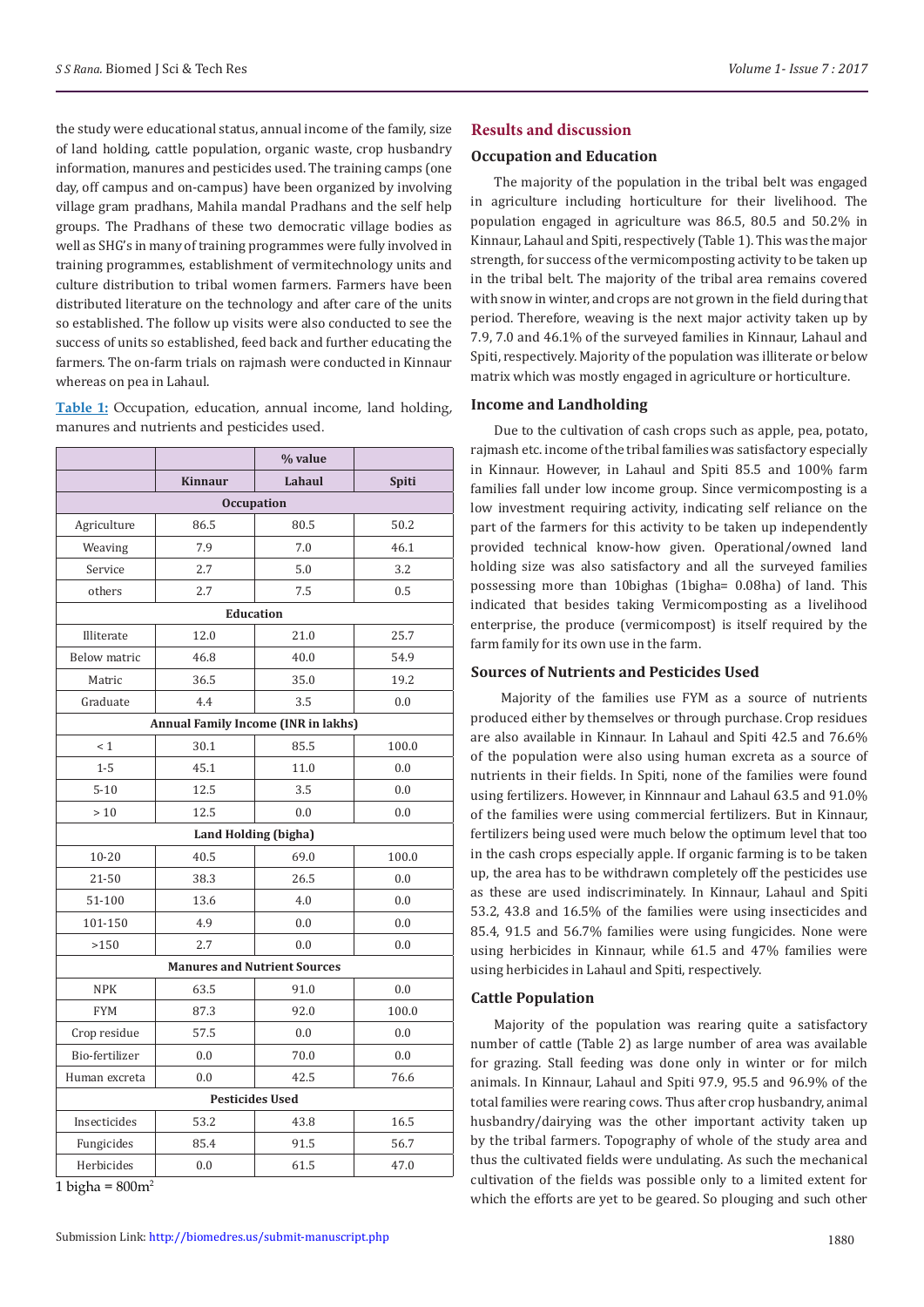the study were educational status, annual income of the family, size of land holding, cattle population, organic waste, crop husbandry information, manures and pesticides used. The training camps (one day, off campus and on-campus) have been organized by involving village gram pradhans, Mahila mandal Pradhans and the self help groups. The Pradhans of these two democratic village bodies as well as SHG's in many of training programmes were fully involved in training programmes, establishment of vermitechnology units and culture distribution to tribal women farmers. Farmers have been distributed literature on the technology and after care of the units so established. The follow up visits were also conducted to see the success of units so established, feed back and further educating the farmers. The on-farm trials on rajmash were conducted in Kinnaur whereas on pea in Lahaul.

**Table 1:** Occupation, education, annual income, land holding, manures and nutrients and pesticides used.

| | % value | | |
|---|---|---|---|
| | Kinnaur | Lahaul | Spiti |
| **Occupation** | | | |
| Agriculture | 86.5 | 80.5 | 50.2 |
| Weaving | 7.9 | 7.0 | 46.1 |
| Service | 2.7 | 5.0 | 3.2 |
| others | 2.7 | 7.5 | 0.5 |
| **Education** | | | |
| Illiterate | 12.0 | 21.0 | 25.7 |
| Below matric | 46.8 | 40.0 | 54.9 |
| Matric | 36.5 | 35.0 | 19.2 |
| Graduate | 4.4 | 3.5 | 0.0 |
| **Annual Family Income (INR in lakhs)** | | | |
| < 1 | 30.1 | 85.5 | 100.0 |
| 1-5 | 45.1 | 11.0 | 0.0 |
| 5-10 | 12.5 | 3.5 | 0.0 |
| > 10 | 12.5 | 0.0 | 0.0 |
| **Land Holding (bigha)** | | | |
| 10-20 | 40.5 | 69.0 | 100.0 |
| 21-50 | 38.3 | 26.5 | 0.0 |
| 51-100 | 13.6 | 4.0 | 0.0 |
| 101-150 | 4.9 | 0.0 | 0.0 |
| >150 | 2.7 | 0.0 | 0.0 |
| **Manures and Nutrient Sources** | | | |
| NPK | 63.5 | 91.0 | 0.0 |
| FYM | 87.3 | 92.0 | 100.0 |
| Crop residue | 57.5 | 0.0 | 0.0 |
| Bio-fertilizer | 0.0 | 70.0 | 0.0 |
| Human excreta | 0.0 | 42.5 | 76.6 |
| **Pesticides Used** | | | |
| Insecticides | 53.2 | 43.8 | 16.5 |
| Fungicides | 85.4 | 91.5 | 56.7 |
| Herbicides | 0.0 | 61.5 | 47.0 |

1 bigha = 800m$^2$

## Results and discussion

### Occupation and Education

The majority of the population in the tribal belt was engaged in agriculture including horticulture for their livelihood. The population engaged in agriculture was 86.5, 80.5 and 50.2% in Kinnaur, Lahaul and Spiti, respectively (Table 1). This was the major strength, for success of the vermicomposting activity to be taken up in the tribal belt. The majority of the tribal area remains covered with snow in winter, and crops are not grown in the field during that period. Therefore, weaving is the next major activity taken up by 7.9, 7.0 and 46.1% of the surveyed families in Kinnaur, Lahaul and Spiti, respectively. Majority of the population was illiterate or below matrix which was mostly engaged in agriculture or horticulture.

### Income and Landholding

Due to the cultivation of cash crops such as apple, pea, potato, rajmash etc. income of the tribal families was satisfactory especially in Kinnaur. However, in Lahaul and Spiti 85.5 and 100% farm families fall under low income group. Since vermicomposting is a low investment requiring activity, indicating self reliance on the part of the farmers for this activity to be taken up independently provided technical know-how given. Operational/owned land holding size was also satisfactory and all the surveyed families possessing more than 10bighas (1bigha= 0.08ha) of land. This indicated that besides taking Vermicomposting as a livelihood enterprise, the produce (vermicompost) is itself required by the farm family for its own use in the farm.

### Sources of Nutrients and Pesticides Used

Majority of the families use FYM as a source of nutrients produced either by themselves or through purchase. Crop residues are also available in Kinnaur. In Lahaul and Spiti 42.5 and 76.6% of the population were also using human excreta as a source of nutrients in their fields. In Spiti, none of the families were found using fertilizers. However, in Kinnnaur and Lahaul 63.5 and 91.0% of the families were using commercial fertilizers. But in Kinnaur, fertilizers being used were much below the optimum level that too in the cash crops especially apple. If organic farming is to be taken up, the area has to be withdrawn completely off the pesticides use as these are used indiscriminately. In Kinnaur, Lahaul and Spiti 53.2, 43.8 and 16.5% of the families were using insecticides and 85.4, 91.5 and 56.7% families were using fungicides. None were using herbicides in Kinnaur, while 61.5 and 47% families were using herbicides in Lahaul and Spiti, respectively.

### Cattle Population

Majority of the population was rearing quite a satisfactory number of cattle (Table 2) as large number of area was available for grazing. Stall feeding was done only in winter or for milch animals. In Kinnaur, Lahaul and Spiti 97.9, 95.5 and 96.9% of the total families were rearing cows. Thus after crop husbandry, animal husbandry/dairying was the other important activity taken up by the tribal farmers. Topography of whole of the study area and thus the cultivated fields were undulating. As such the mechanical cultivation of the fields was possible only to a limited extent for which the efforts are yet to be geared. So plouging and such other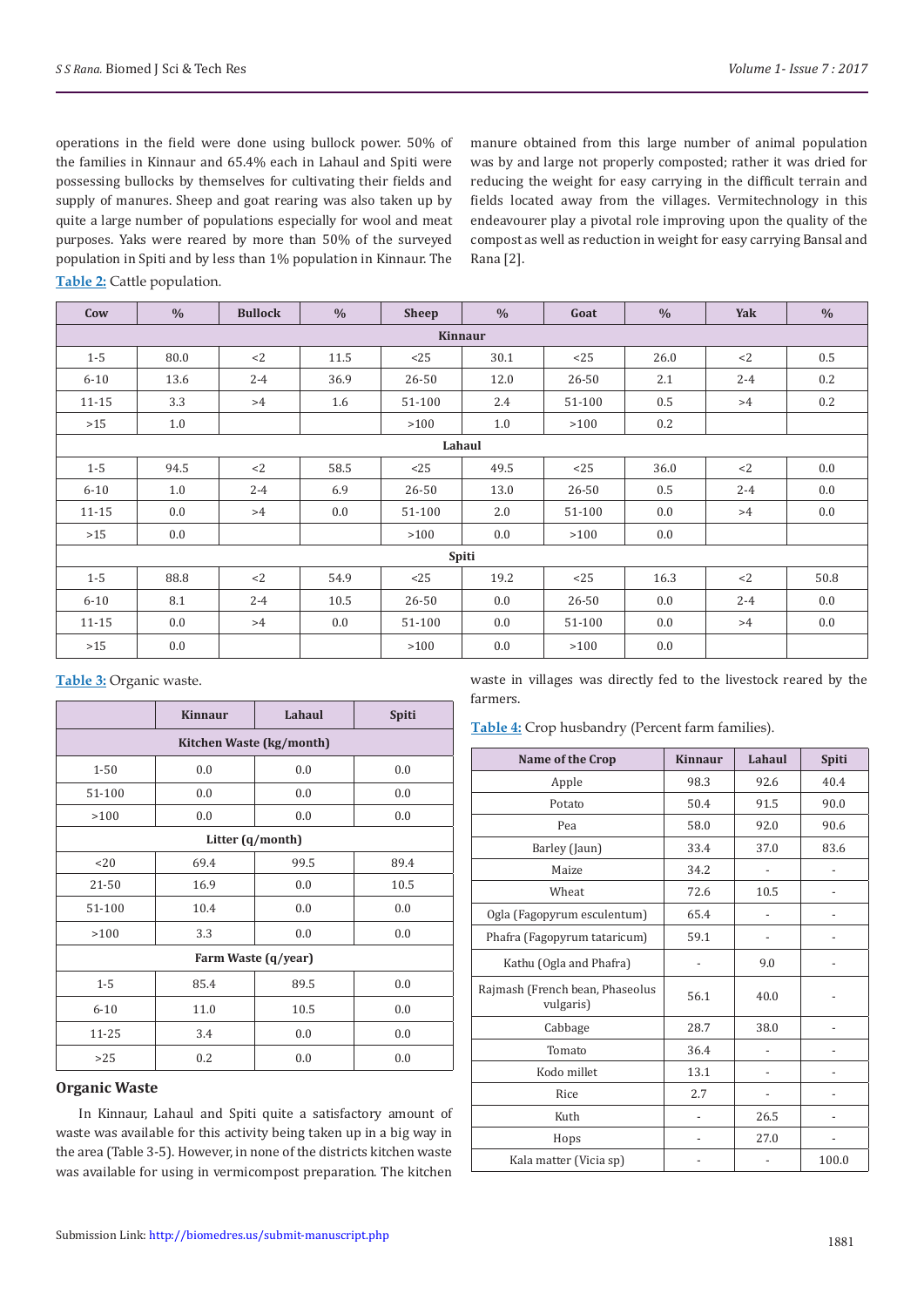operations in the field were done using bullock power. 50% of the families in Kinnaur and 65.4% each in Lahaul and Spiti were possessing bullocks by themselves for cultivating their fields and supply of manures. Sheep and goat rearing was also taken up by quite a large number of populations especially for wool and meat purposes. Yaks were reared by more than 50% of the surveyed population in Spiti and by less than 1% population in Kinnaur. The manure obtained from this large number of animal population was by and large not properly composted; rather it was dried for reducing the weight for easy carrying in the difficult terrain and fields located away from the villages. Vermitechnology in this endeavourer play a pivotal role improving upon the quality of the compost as well as reduction in weight for easy carrying Bansal and Rana [2].

**Table 2:** Cattle population.

| Cow | % | Bullock | % | Sheep | % | Goat | % | Yak | % |
|---|---|---|---|---|---|---|---|---|---|
| **Kinnaur** | | | | | | | | | |
| 1-5 | 80.0 | <2 | 11.5 | <25 | 30.1 | <25 | 26.0 | <2 | 0.5 |
| 6-10 | 13.6 | 2-4 | 36.9 | 26-50 | 12.0 | 26-50 | 2.1 | 2-4 | 0.2 |
| 11-15 | 3.3 | >4 | 1.6 | 51-100 | 2.4 | 51-100 | 0.5 | >4 | 0.2 |
| >15 | 1.0 | | | >100 | 1.0 | >100 | 0.2 | | |
| **Lahaul** | | | | | | | | | |
| 1-5 | 94.5 | <2 | 58.5 | <25 | 49.5 | <25 | 36.0 | <2 | 0.0 |
| 6-10 | 1.0 | 2-4 | 6.9 | 26-50 | 13.0 | 26-50 | 0.5 | 2-4 | 0.0 |
| 11-15 | 0.0 | >4 | 0.0 | 51-100 | 2.0 | 51-100 | 0.0 | >4 | 0.0 |
| >15 | 0.0 | | | >100 | 0.0 | >100 | 0.0 | | |
| **Spiti** | | | | | | | | | |
| 1-5 | 88.8 | <2 | 54.9 | <25 | 19.2 | <25 | 16.3 | <2 | 50.8 |
| 6-10 | 8.1 | 2-4 | 10.5 | 26-50 | 0.0 | 26-50 | 0.0 | 2-4 | 0.0 |
| 11-15 | 0.0 | >4 | 0.0 | 51-100 | 0.0 | 51-100 | 0.0 | >4 | 0.0 |
| >15 | 0.0 | | | >100 | 0.0 | >100 | 0.0 | | |

**Table 3:** Organic waste.

| | Kinnaur | Lahaul | Spiti |
|---|---|---|---|
| **Kitchen Waste (kg/month)** | | | |
| 1-50 | 0.0 | 0.0 | 0.0 |
| 51-100 | 0.0 | 0.0 | 0.0 |
| >100 | 0.0 | 0.0 | 0.0 |
| **Litter (q/month)** | | | |
| <20 | 69.4 | 99.5 | 89.4 |
| 21-50 | 16.9 | 0.0 | 10.5 |
| 51-100 | 10.4 | 0.0 | 0.0 |
| >100 | 3.3 | 0.0 | 0.0 |
| **Farm Waste (q/year)** | | | |
| 1-5 | 85.4 | 89.5 | 0.0 |
| 6-10 | 11.0 | 10.5 | 0.0 |
| 11-25 | 3.4 | 0.0 | 0.0 |
| >25 | 0.2 | 0.0 | 0.0 |

## Organic Waste

In Kinnaur, Lahaul and Spiti quite a satisfactory amount of waste was available for this activity being taken up in a big way in the area (Table 3-5). However, in none of the districts kitchen waste was available for using in vermicompost preparation. The kitchen waste in villages was directly fed to the livestock reared by the farmers.

**Table 4:** Crop husbandry (Percent farm families).

| Name of the Crop | Kinnaur | Lahaul | Spiti |
|---|---|---|---|
| Apple | 98.3 | 92.6 | 40.4 |
| Potato | 50.4 | 91.5 | 90.0 |
| Pea | 58.0 | 92.0 | 90.6 |
| Barley (Jaun) | 33.4 | 37.0 | 83.6 |
| Maize | 34.2 | - | - |
| Wheat | 72.6 | 10.5 | - |
| Ogla (Fagopyrum esculentum) | 65.4 | - | - |
| Phafra (Fagopyrum tataricum) | 59.1 | - | - |
| Kathu (Ogla and Phafra) | - | 9.0 | - |
| Rajmash (French bean, Phaseolus vulgaris) | 56.1 | 40.0 | - |
| Cabbage | 28.7 | 38.0 | - |
| Tomato | 36.4 | - | - |
| Kodo millet | 13.1 | - | - |
| Rice | 2.7 | - | - |
| Kuth | - | 26.5 | - |
| Hops | - | 27.0 | - |
| Kala matter (Vicia sp) | - | - | 100.0 |

Submission Link: http://biomedres.us/submit-manuscript.php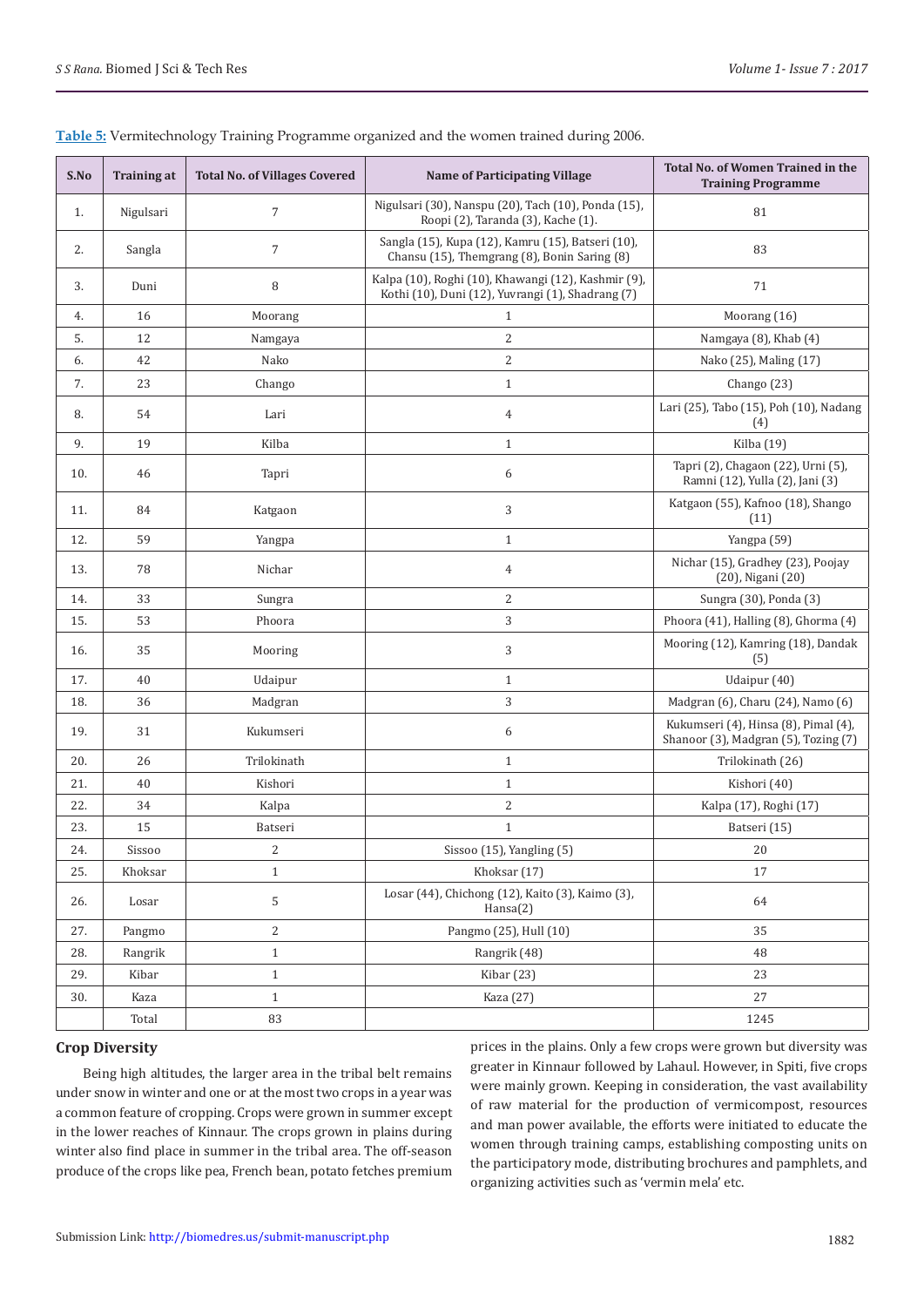**Table 5:** Vermitechnology Training Programme organized and the women trained during 2006.

| S.No | Training at | Total No. of Villages Covered | Name of Participating Village | Total No. of Women Trained in the Training Programme |
|---|---|---|---|---|
| 1. | Nigulsari | 7 | Nigulsari (30), Nanspu (20), Tach (10), Ponda (15), Roopi (2), Taranda (3), Kache (1). | 81 |
| 2. | Sangla | 7 | Sangla (15), Kupa (12), Kamru (15), Batseri (10), Chansu (15), Themgrang (8), Bonin Saring (8) | 83 |
| 3. | Duni | 8 | Kalpa (10), Roghi (10), Khawangi (12), Kashmir (9), Kothi (10), Duni (12), Yuvrangi (1), Shadrang (7) | 71 |
| 4. | 16 | Moorang | 1 | Moorang (16) |
| 5. | 12 | Namgaya | 2 | Namgaya (8), Khab (4) |
| 6. | 42 | Nako | 2 | Nako (25), Maling (17) |
| 7. | 23 | Chango | 1 | Chango (23) |
| 8. | 54 | Lari | 4 | Lari (25), Tabo (15), Poh (10), Nadang (4) |
| 9. | 19 | Kilba | 1 | Kilba (19) |
| 10. | 46 | Tapri | 6 | Tapri (2), Chagaon (22), Urni (5), Ramni (12), Yulla (2), Jani (3) |
| 11. | 84 | Katgaon | 3 | Katgaon (55), Kafnoo (18), Shango (11) |
| 12. | 59 | Yangpa | 1 | Yangpa (59) |
| 13. | 78 | Nichar | 4 | Nichar (15), Gradhey (23), Poojay (20), Nigani (20) |
| 14. | 33 | Sungra | 2 | Sungra (30), Ponda (3) |
| 15. | 53 | Phoora | 3 | Phoora (41), Halling (8), Ghorma (4) |
| 16. | 35 | Mooring | 3 | Mooring (12), Kamring (18), Dandak (5) |
| 17. | 40 | Udaipur | 1 | Udaipur (40) |
| 18. | 36 | Madgran | 3 | Madgran (6), Charu (24), Namo (6) |
| 19. | 31 | Kukumseri | 6 | Kukumseri (4), Hinsa (8), Pimal (4), Shanoor (3), Madgran (5), Tozing (7) |
| 20. | 26 | Trilokinath | 1 | Trilokinath (26) |
| 21. | 40 | Kishori | 1 | Kishori (40) |
| 22. | 34 | Kalpa | 2 | Kalpa (17), Roghi (17) |
| 23. | 15 | Batseri | 1 | Batseri (15) |
| 24. | Sissoo | 2 | Sissoo (15), Yangling (5) | 20 |
| 25. | Khoksar | 1 | Khoksar (17) | 17 |
| 26. | Losar | 5 | Losar (44), Chichong (12), Kaito (3), Kaimo (3), Hansa(2) | 64 |
| 27. | Pangmo | 2 | Pangmo (25), Hull (10) | 35 |
| 28. | Rangrik | 1 | Rangrik (48) | 48 |
| 29. | Kibar | 1 | Kibar (23) | 23 |
| 30. | Kaza | 1 | Kaza (27) | 27 |
| | Total | 83 | | 1245 |

## Crop Diversity

Being high altitudes, the larger area in the tribal belt remains under snow in winter and one or at the most two crops in a year was a common feature of cropping. Crops were grown in summer except in the lower reaches of Kinnaur. The crops grown in plains during winter also find place in summer in the tribal area. The off-season produce of the crops like pea, French bean, potato fetches premium prices in the plains. Only a few crops were grown but diversity was greater in Kinnaur followed by Lahaul. However, in Spiti, five crops were mainly grown. Keeping in consideration, the vast availability of raw material for the production of vermicompost, resources and man power available, the efforts were initiated to educate the women through training camps, establishing composting units on the participatory mode, distributing brochures and pamphlets, and organizing activities such as 'vermin mela' etc.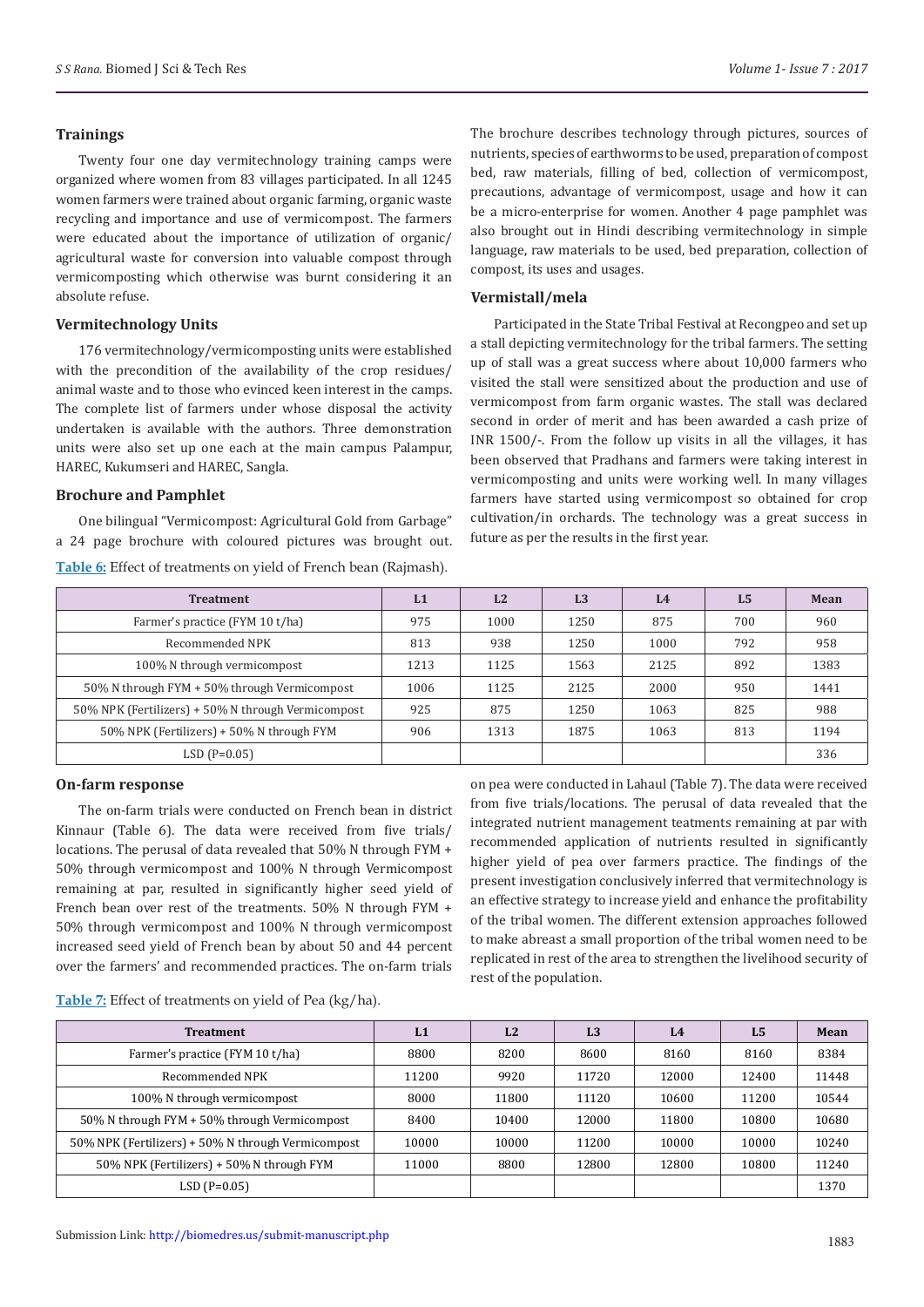### Trainings

Twenty four one day vermitechnology training camps were organized where women from 83 villages participated. In all 1245 women farmers were trained about organic farming, organic waste recycling and importance and use of vermicompost. The farmers were educated about the importance of utilization of organic/agricultural waste for conversion into valuable compost through vermicomposting which otherwise was burnt considering it an absolute refuse.

### Vermitechnology Units

176 vermitechnology/vermicomposting units were established with the precondition of the availability of the crop residues/animal waste and to those who evinced keen interest in the camps. The complete list of farmers under whose disposal the activity undertaken is available with the authors. Three demonstration units were also set up one each at the main campus Palampur, HAREC, Kukumseri and HAREC, Sangla.

### Brochure and Pamphlet

One bilingual "Vermicompost: Agricultural Gold from Garbage" a 24 page brochure with coloured pictures was brought out. The brochure describes technology through pictures, sources of nutrients, species of earthworms to be used, preparation of compost bed, raw materials, filling of bed, collection of vermicompost, precautions, advantage of vermicompost, usage and how it can be a micro-enterprise for women. Another 4 page pamphlet was also brought out in Hindi describing vermitechnology in simple language, raw materials to be used, bed preparation, collection of compost, its uses and usages.

### Vermistall/mela

Participated in the State Tribal Festival at Recongpeo and set up a stall depicting vermitechnology for the tribal farmers. The setting up of stall was a great success where about 10,000 farmers who visited the stall were sensitized about the production and use of vermicompost from farm organic wastes. The stall was declared second in order of merit and has been awarded a cash prize of INR 1500/-. From the follow up visits in all the villages, it has been observed that Pradhans and farmers were taking interest in vermicomposting and units were working well. In many villages farmers have started using vermicompost so obtained for crop cultivation/in orchards. The technology was a great success in future as per the results in the first year.

**Table 6:** Effect of treatments on yield of French bean (Rajmash).

| Treatment | L1 | L2 | L3 | L4 | L5 | Mean |
|---|---|---|---|---|---|---|
| Farmer's practice (FYM 10 t/ha) | 975 | 1000 | 1250 | 875 | 700 | 960 |
| Recommended NPK | 813 | 938 | 1250 | 1000 | 792 | 958 |
| 100% N through vermicompost | 1213 | 1125 | 1563 | 2125 | 892 | 1383 |
| 50% N through FYM + 50% through Vermicompost | 1006 | 1125 | 2125 | 2000 | 950 | 1441 |
| 50% NPK (Fertilizers) + 50% N through Vermicompost | 925 | 875 | 1250 | 1063 | 825 | 988 |
| 50% NPK (Fertilizers) + 50% N through FYM | 906 | 1313 | 1875 | 1063 | 813 | 1194 |
| LSD (P=0.05) | | | | | | 336 |

### On-farm response

The on-farm trials were conducted on French bean in district Kinnaur (Table 6). The data were received from five trials/locations. The perusal of data revealed that 50% N through FYM + 50% through vermicompost and 100% N through Vermicompost remaining at par, resulted in significantly higher seed yield of French bean over rest of the treatments. 50% N through FYM + 50% through vermicompost and 100% N through vermicompost increased seed yield of French bean by about 50 and 44 percent over the farmers' and recommended practices. The on-farm trials on pea were conducted in Lahaul (Table 7). The data were received from five trials/locations. The perusal of data revealed that the integrated nutrient management teatments remaining at par with recommended application of nutrients resulted in significantly higher yield of pea over farmers practice. The findings of the present investigation conclusively inferred that vermitechnology is an effective strategy to increase yield and enhance the profitability of the tribal women. The different extension approaches followed to make abreast a small proportion of the tribal women need to be replicated in rest of the area to strengthen the livelihood security of rest of the population.

**Table 7:** Effect of treatments on yield of Pea (kg/ha).

| Treatment | L1 | L2 | L3 | L4 | L5 | Mean |
|---|---|---|---|---|---|---|
| Farmer's practice (FYM 10 t/ha) | 8800 | 8200 | 8600 | 8160 | 8160 | 8384 |
| Recommended NPK | 11200 | 9920 | 11720 | 12000 | 12400 | 11448 |
| 100% N through vermicompost | 8000 | 11800 | 11120 | 10600 | 11200 | 10544 |
| 50% N through FYM + 50% through Vermicompost | 8400 | 10400 | 12000 | 11800 | 10800 | 10680 |
| 50% NPK (Fertilizers) + 50% N through Vermicompost | 10000 | 10000 | 11200 | 10000 | 10000 | 10240 |
| 50% NPK (Fertilizers) + 50% N through FYM | 11000 | 8800 | 12800 | 12800 | 10800 | 11240 |
| LSD (P=0.05) | | | | | | 1370 |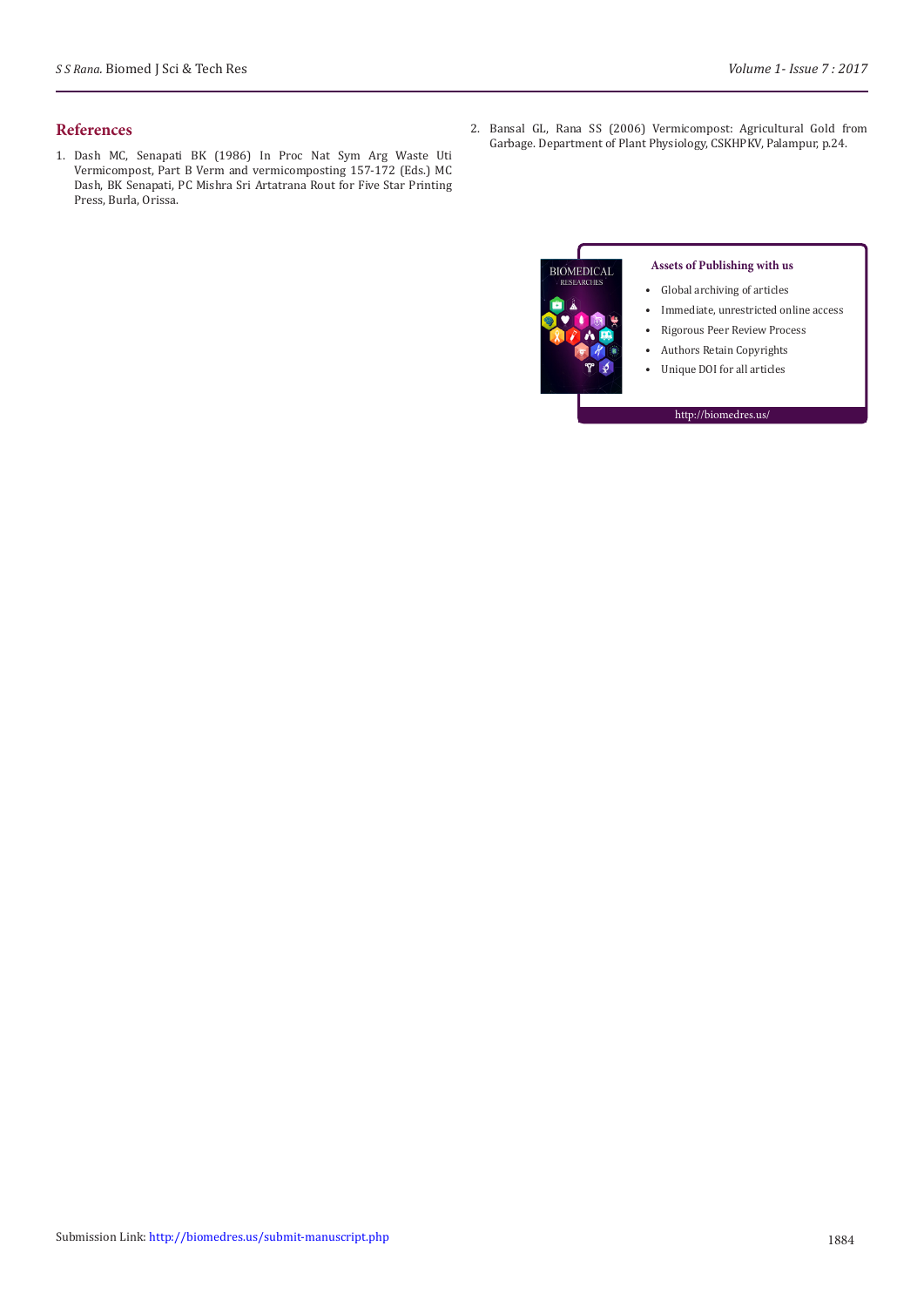## References

1. Dash MC, Senapati BK (1986) In Proc Nat Sym Arg Waste Uti Vermicompost, Part B Verm and vermicomposting 157-172 (Eds.) MC Dash, BK Senapati, PC Mishra Sri Artatrana Rout for Five Star Printing Press, Burla, Orissa.
2. Bansal GL, Rana SS (2006) Vermicompost: Agricultural Gold from Garbage. Department of Plant Physiology, CSKHPKV, Palampur, p.24.

BIOMEDICAL RESEARCHES

**Assets of Publishing with us**

- Global archiving of articles
- Immediate, unrestricted online access
- Rigorous Peer Review Process
- Authors Retain Copyrights
- Unique DOI for all articles

http://biomedres.us/

Submission Link: http://biomedres.us/submit-manuscript.php